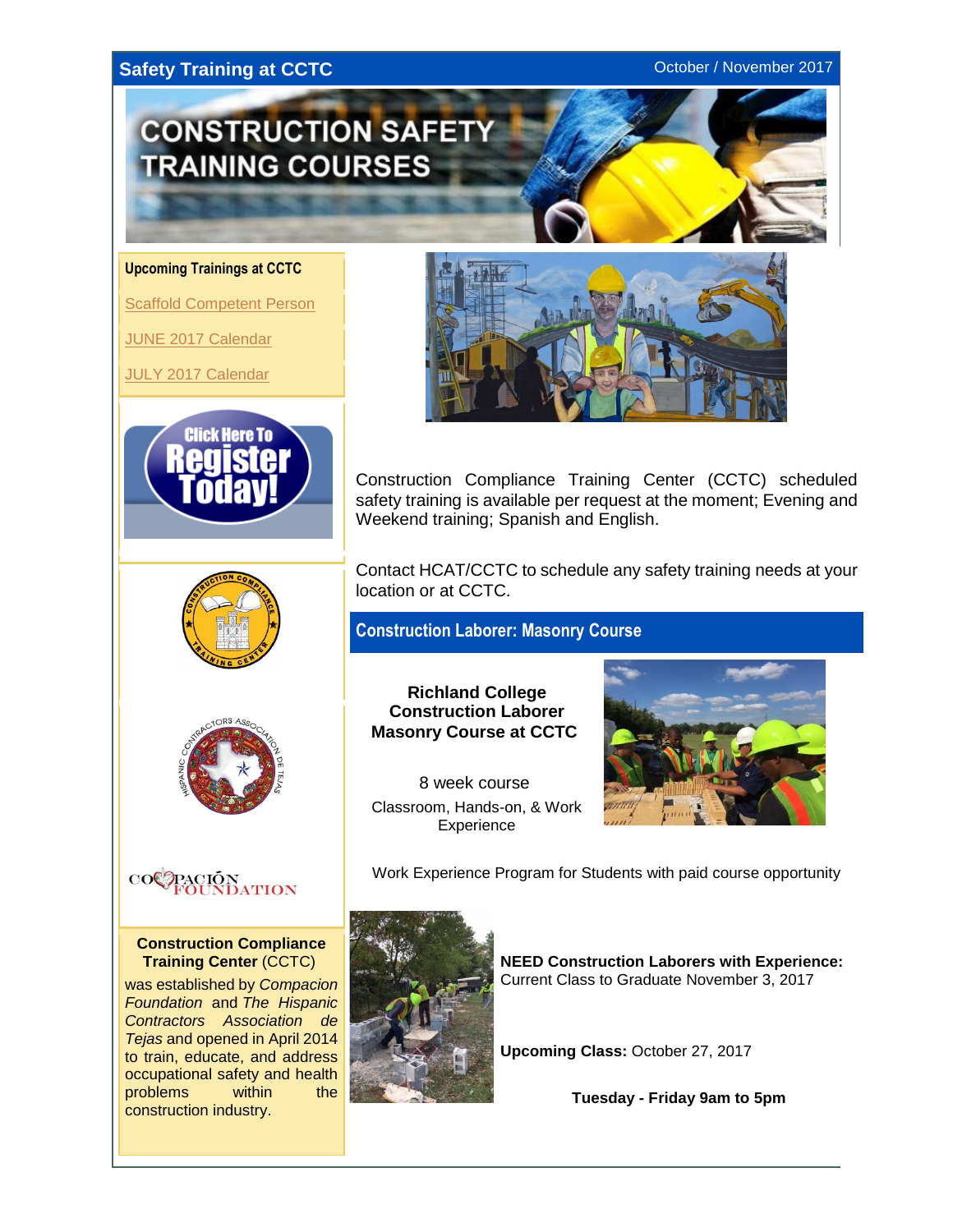## Safety Training at CCTC

October / November 2017

# CONSTRUCTION SAFETY TRAINING COURSES

**Upcoming Trainings at CCTC**

Scaffold Competent Person

JUNE 2017 Calendar

JULY 2017 Calendar

Click Here To Register Today!

Construction Compliance Training Center (CCTC) scheduled safety training is available per request at the moment; Evening and Weekend training; Spanish and English.

Contact HCAT/CCTC to schedule any safety training needs at your location or at CCTC.

## Construction Laborer: Masonry Course

**Richland College Construction Laborer Masonry Course at CCTC**

8 week course

Classroom, Hands-on, & Work Experience

Work Experience Program for Students with paid course opportunity

**NEED Construction Laborers with Experience:** Current Class to Graduate November 3, 2017

**Upcoming Class:** October 27, 2017

**Tuesday - Friday 9am to 5pm**

**Construction Compliance Training Center** (CCTC) was established by *Compacion Foundation* and *The Hispanic Contractors Association de Tejas* and opened in April 2014 to train, educate, and address occupational safety and health problems within the construction industry.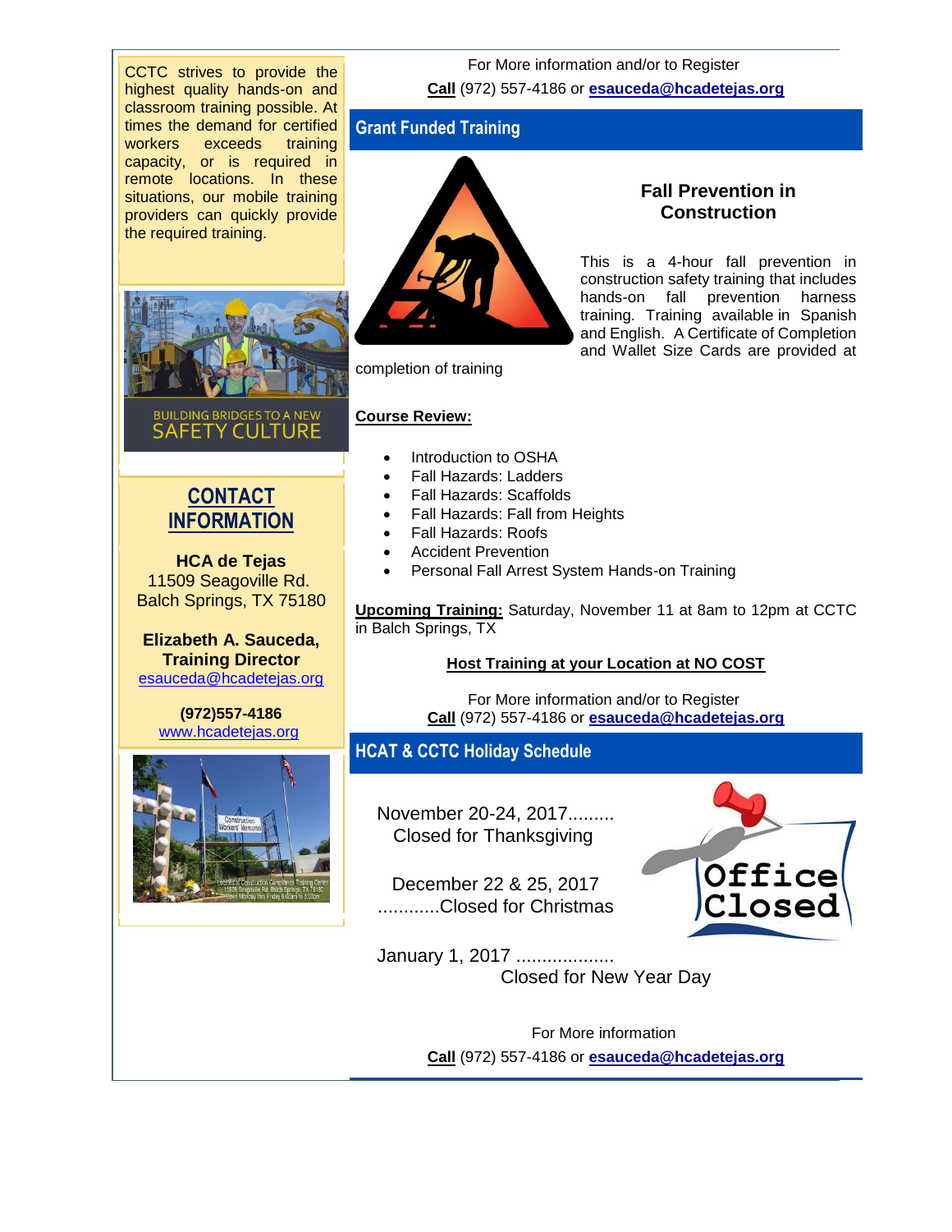CCTC strives to provide the highest quality hands-on and classroom training possible. At times the demand for certified workers exceeds training capacity, or is required in remote locations. In these situations, our mobile training providers can quickly provide the required training.

BUILDING BRIDGES TO A NEW SAFETY CULTURE

## CONTACT INFORMATION

**HCA de Tejas**
11509 Seagoville Rd.
Balch Springs, TX 75180

**Elizabeth A. Sauceda, Training Director**
esauceda@hcadetejas.org

**(972)557-4186**
www.hcadetejas.org

For More information and/or to Register
**Call** (972) 557-4186 or **esauceda@hcadetejas.org**

## Grant Funded Training

### Fall Prevention in Construction

This is a 4-hour fall prevention in construction safety training that includes hands-on fall prevention harness training. Training available in Spanish and English. A Certificate of Completion and Wallet Size Cards are provided at completion of training

**Course Review:**

- Introduction to OSHA
- Fall Hazards: Ladders
- Fall Hazards: Scaffolds
- Fall Hazards: Fall from Heights
- Fall Hazards: Roofs
- Accident Prevention
- Personal Fall Arrest System Hands-on Training

**Upcoming Training:** Saturday, November 11 at 8am to 12pm at CCTC in Balch Springs, TX

**Host Training at your Location at NO COST**

For More information and/or to Register
**Call** (972) 557-4186 or **esauceda@hcadetejas.org**

## HCAT & CCTC Holiday Schedule

November 20-24, 2017.........
Closed for Thanksgiving

December 22 & 25, 2017
............Closed for Christmas

January 1, 2017 ...................
Closed for New Year Day

Office Closed

For More information
**Call** (972) 557-4186 or **esauceda@hcadetejas.org**